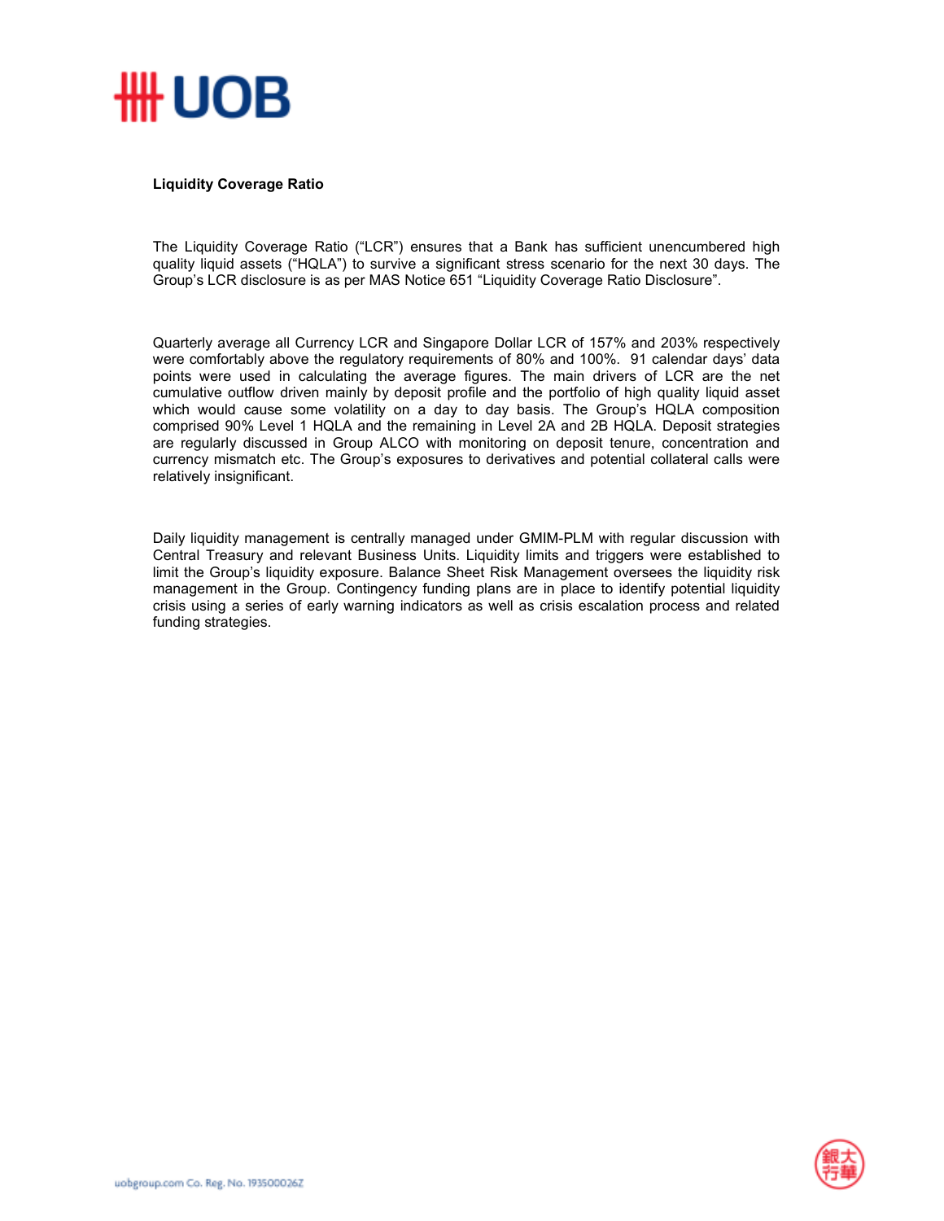**Liquidity Coverage Ratio**

The Liquidity Coverage Ratio ("LCR") ensures that a Bank has sufficient unencumbered high quality liquid assets ("HQLA") to survive a significant stress scenario for the next 30 days. The Group's LCR disclosure is as per MAS Notice 651 "Liquidity Coverage Ratio Disclosure".

Quarterly average all Currency LCR and Singapore Dollar LCR of 157% and 203% respectively were comfortably above the regulatory requirements of 80% and 100%. 91 calendar days' data points were used in calculating the average figures. The main drivers of LCR are the net cumulative outflow driven mainly by deposit profile and the portfolio of high quality liquid asset which would cause some volatility on a day to day basis. The Group's HQLA composition comprised 90% Level 1 HQLA and the remaining in Level 2A and 2B HQLA. Deposit strategies are regularly discussed in Group ALCO with monitoring on deposit tenure, concentration and currency mismatch etc. The Group's exposures to derivatives and potential collateral calls were relatively insignificant.

Daily liquidity management is centrally managed under GMIM-PLM with regular discussion with Central Treasury and relevant Business Units. Liquidity limits and triggers were established to limit the Group's liquidity exposure. Balance Sheet Risk Management oversees the liquidity risk management in the Group. Contingency funding plans are in place to identify potential liquidity crisis using a series of early warning indicators as well as crisis escalation process and related funding strategies.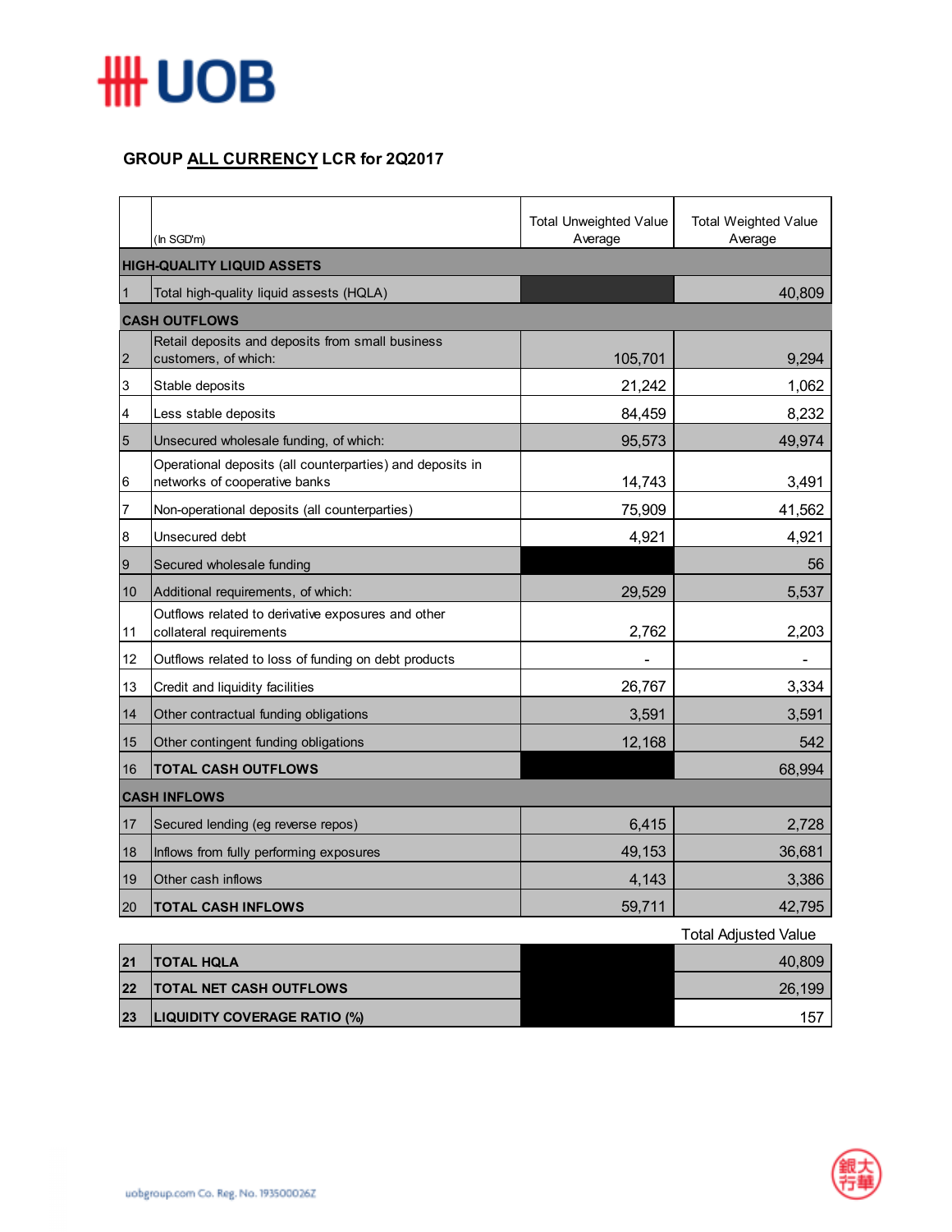## GROUP ALL CURRENCY LCR for 2Q2017

| | (In SGD'm) | Total Unweighted Value Average | Total Weighted Value Average |
|---|---|---|---|
| **HIGH-QUALITY LIQUID ASSETS** | | | |
| 1 | Total high-quality liquid assests (HQLA) | | 40,809 |
| **CASH OUTFLOWS** | | | |
| 2 | Retail deposits and deposits from small business customers, of which: | 105,701 | 9,294 |
| 3 | Stable deposits | 21,242 | 1,062 |
| 4 | Less stable deposits | 84,459 | 8,232 |
| 5 | Unsecured wholesale funding, of which: | 95,573 | 49,974 |
| 6 | Operational deposits (all counterparties) and deposits in networks of cooperative banks | 14,743 | 3,491 |
| 7 | Non-operational deposits (all counterparties) | 75,909 | 41,562 |
| 8 | Unsecured debt | 4,921 | 4,921 |
| 9 | Secured wholesale funding | | 56 |
| 10 | Additional requirements, of which: | 29,529 | 5,537 |
| 11 | Outflows related to derivative exposures and other collateral requirements | 2,762 | 2,203 |
| 12 | Outflows related to loss of funding on debt products | - | - |
| 13 | Credit and liquidity facilities | 26,767 | 3,334 |
| 14 | Other contractual funding obligations | 3,591 | 3,591 |
| 15 | Other contingent funding obligations | 12,168 | 542 |
| 16 | **TOTAL CASH OUTFLOWS** | | 68,994 |
| **CASH INFLOWS** | | | |
| 17 | Secured lending (eg reverse repos) | 6,415 | 2,728 |
| 18 | Inflows from fully performing exposures | 49,153 | 36,681 |
| 19 | Other cash inflows | 4,143 | 3,386 |
| 20 | **TOTAL CASH INFLOWS** | 59,711 | 42,795 |

| | | | Total Adjusted Value |
|---|---|---|---|
| **21** | **TOTAL HQLA** | | 40,809 |
| **22** | **TOTAL NET CASH OUTFLOWS** | | 26,199 |
| **23** | **LIQUIDITY COVERAGE RATIO (%)** | | 157 |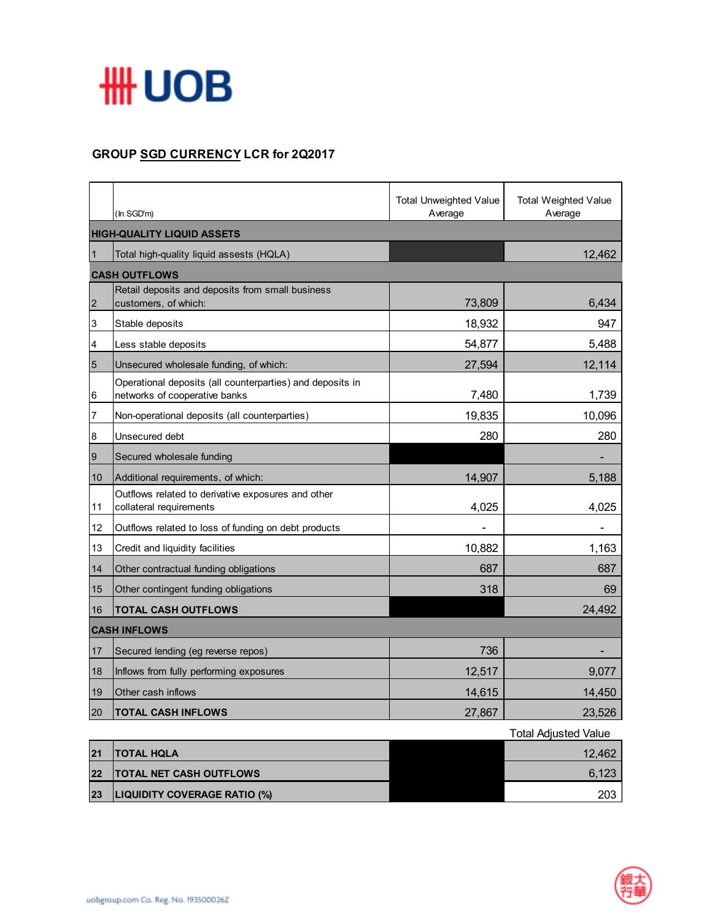UOB

## GROUP SGD CURRENCY LCR for 2Q2017

| | (In SGD'm) | Total Unweighted Value Average | Total Weighted Value Average |
|---|---|---|---|
| **HIGH-QUALITY LIQUID ASSETS** | | | |
| 1 | Total high-quality liquid assests (HQLA) | | 12,462 |
| **CASH OUTFLOWS** | | | |
| 2 | Retail deposits and deposits from small business customers, of which: | 73,809 | 6,434 |
| 3 | Stable deposits | 18,932 | 947 |
| 4 | Less stable deposits | 54,877 | 5,488 |
| 5 | Unsecured wholesale funding, of which: | 27,594 | 12,114 |
| 6 | Operational deposits (all counterparties) and deposits in networks of cooperative banks | 7,480 | 1,739 |
| 7 | Non-operational deposits (all counterparties) | 19,835 | 10,096 |
| 8 | Unsecured debt | 280 | 280 |
| 9 | Secured wholesale funding | | - |
| 10 | Additional requirements, of which: | 14,907 | 5,188 |
| 11 | Outflows related to derivative exposures and other collateral requirements | 4,025 | 4,025 |
| 12 | Outflows related to loss of funding on debt products | - | - |
| 13 | Credit and liquidity facilities | 10,882 | 1,163 |
| 14 | Other contractual funding obligations | 687 | 687 |
| 15 | Other contingent funding obligations | 318 | 69 |
| 16 | **TOTAL CASH OUTFLOWS** | | 24,492 |
| **CASH INFLOWS** | | | |
| 17 | Secured lending (eg reverse repos) | 736 | - |
| 18 | Inflows from fully performing exposures | 12,517 | 9,077 |
| 19 | Other cash inflows | 14,615 | 14,450 |
| 20 | **TOTAL CASH INFLOWS** | 27,867 | 23,526 |
| | | | **Total Adjusted Value** |
| **21** | **TOTAL HQLA** | | 12,462 |
| **22** | **TOTAL NET CASH OUTFLOWS** | | 6,123 |
| **23** | **LIQUIDITY COVERAGE RATIO (%)** | | 203 |

uobgroup.com Co. Reg. No. 193500026Z